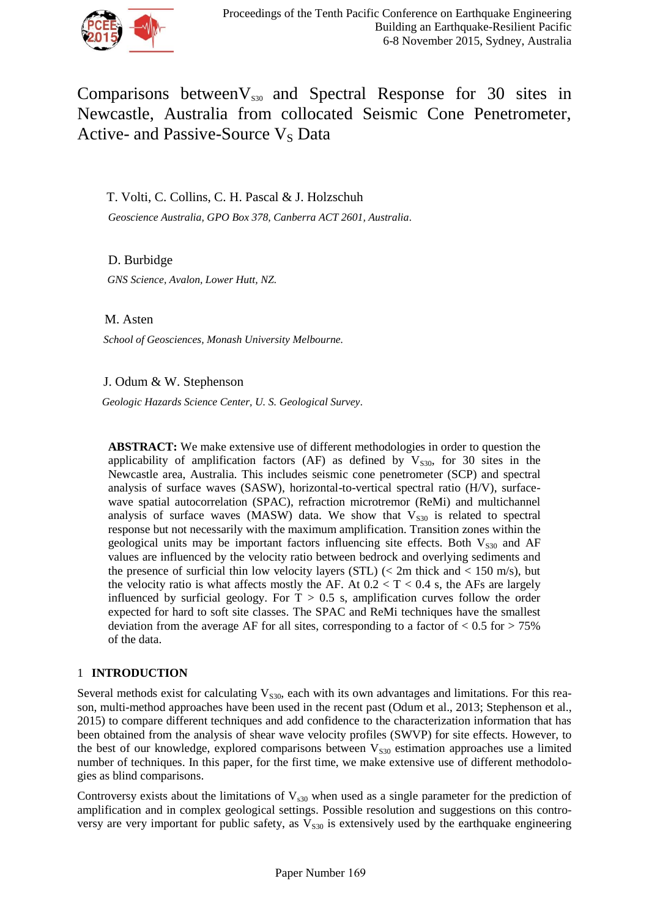# Comparisons between $V_{S30}$ and Spectral Response for 30 sites in Newcastle, Australia from collocated Seismic Cone Penetrometer, Active- and Passive-Source $V_S$ Data

T. Volti, C. Collins, C. H. Pascal & J. Holzschuh

*Geoscience Australia, GPO Box 378, Canberra ACT 2601, Australia.*

D. Burbidge

*GNS Science, Avalon, Lower Hutt, NZ.*

M. Asten

*School of Geosciences, Monash University Melbourne.*

J. Odum & W. Stephenson

*Geologic Hazards Science Center, U. S. Geological Survey.*

**ABSTRACT:** We make extensive use of different methodologies in order to question the applicability of amplification factors (AF) as defined by $V_{S30}$, for 30 sites in the Newcastle area, Australia. This includes seismic cone penetrometer (SCP) and spectral analysis of surface waves (SASW), horizontal-to-vertical spectral ratio (H/V), surface-wave spatial autocorrelation (SPAC), refraction microtremor (ReMi) and multichannel analysis of surface waves (MASW) data. We show that $V_{S30}$ is related to spectral response but not necessarily with the maximum amplification. Transition zones within the geological units may be important factors influencing site effects. Both $V_{S30}$ and AF values are influenced by the velocity ratio between bedrock and overlying sediments and the presence of surficial thin low velocity layers (STL) (< 2m thick and < 150 m/s), but the velocity ratio is what affects mostly the AF. At $0.2 < T < 0.4$ s, the AFs are largely influenced by surficial geology. For $T > 0.5$ s, amplification curves follow the order expected for hard to soft site classes. The SPAC and ReMi techniques have the smallest deviation from the average AF for all sites, corresponding to a factor of < 0.5 for > 75% of the data.

## 1 INTRODUCTION

Several methods exist for calculating $V_{S30}$, each with its own advantages and limitations. For this reason, multi-method approaches have been used in the recent past (Odum et al., 2013; Stephenson et al., 2015) to compare different techniques and add confidence to the characterization information that has been obtained from the analysis of shear wave velocity profiles (SWVP) for site effects. However, to the best of our knowledge, explored comparisons between $V_{S30}$ estimation approaches use a limited number of techniques. In this paper, for the first time, we make extensive use of different methodologies as blind comparisons.

Controversy exists about the limitations of $V_{s30}$ when used as a single parameter for the prediction of amplification and in complex geological settings. Possible resolution and suggestions on this controversy are very important for public safety, as $V_{S30}$ is extensively used by the earthquake engineering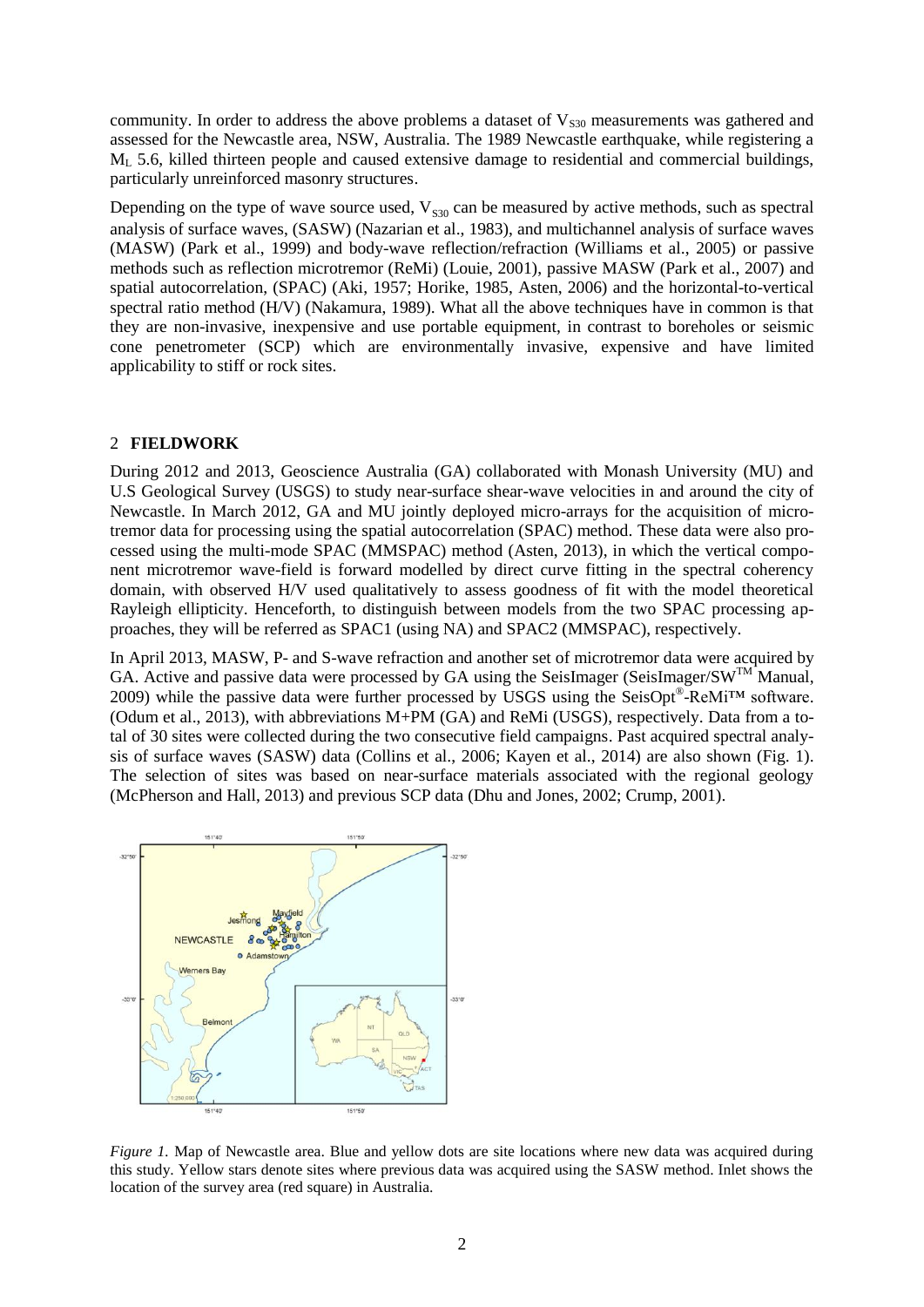community. In order to address the above problems a dataset of $V_{S30}$ measurements was gathered and assessed for the Newcastle area, NSW, Australia. The 1989 Newcastle earthquake, while registering a $M_L$ 5.6, killed thirteen people and caused extensive damage to residential and commercial buildings, particularly unreinforced masonry structures.

Depending on the type of wave source used, $V_{S30}$ can be measured by active methods, such as spectral analysis of surface waves, (SASW) (Nazarian et al., 1983), and multichannel analysis of surface waves (MASW) (Park et al., 1999) and body-wave reflection/refraction (Williams et al., 2005) or passive methods such as reflection microtremor (ReMi) (Louie, 2001), passive MASW (Park et al., 2007) and spatial autocorrelation, (SPAC) (Aki, 1957; Horike, 1985, Asten, 2006) and the horizontal-to-vertical spectral ratio method (H/V) (Nakamura, 1989). What all the above techniques have in common is that they are non-invasive, inexpensive and use portable equipment, in contrast to boreholes or seismic cone penetrometer (SCP) which are environmentally invasive, expensive and have limited applicability to stiff or rock sites.

## 2 FIELDWORK

During 2012 and 2013, Geoscience Australia (GA) collaborated with Monash University (MU) and U.S Geological Survey (USGS) to study near-surface shear-wave velocities in and around the city of Newcastle. In March 2012, GA and MU jointly deployed micro-arrays for the acquisition of microtremor data for processing using the spatial autocorrelation (SPAC) method. These data were also processed using the multi-mode SPAC (MMSPAC) method (Asten, 2013), in which the vertical component microtremor wave-field is forward modelled by direct curve fitting in the spectral coherency domain, with observed H/V used qualitatively to assess goodness of fit with the model theoretical Rayleigh ellipticity. Henceforth, to distinguish between models from the two SPAC processing approaches, they will be referred as SPAC1 (using NA) and SPAC2 (MMSPAC), respectively.

In April 2013, MASW, P- and S-wave refraction and another set of microtremor data were acquired by GA. Active and passive data were processed by GA using the SeisImager (SeisImager/SW™ Manual, 2009) while the passive data were further processed by USGS using the SeisOpt®-ReMi™ software. (Odum et al., 2013), with abbreviations M+PM (GA) and ReMi (USGS), respectively. Data from a total of 30 sites were collected during the two consecutive field campaigns. Past acquired spectral analysis of surface waves (SASW) data (Collins et al., 2006; Kayen et al., 2014) are also shown (Fig. 1). The selection of sites was based on near-surface materials associated with the regional geology (McPherson and Hall, 2013) and previous SCP data (Dhu and Jones, 2002; Crump, 2001).

*Figure 1.* Map of Newcastle area. Blue and yellow dots are site locations where new data was acquired during this study. Yellow stars denote sites where previous data was acquired using the SASW method. Inlet shows the location of the survey area (red square) in Australia.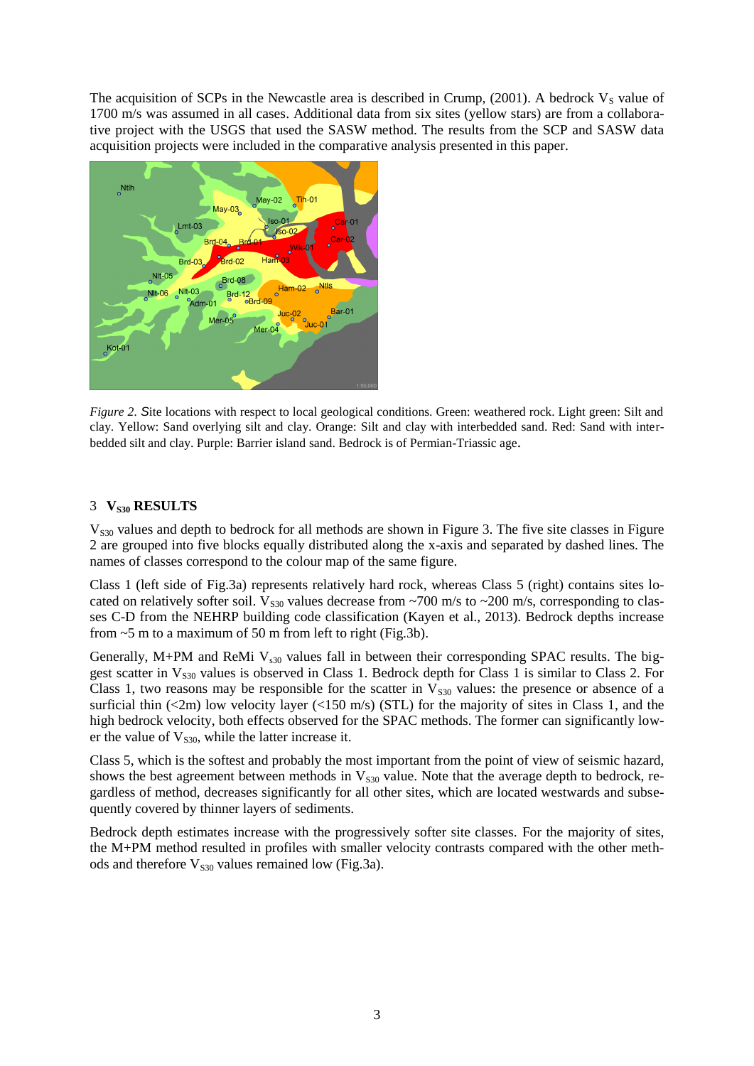The acquisition of SCPs in the Newcastle area is described in Crump, (2001). A bedrock $V_S$ value of 1700 m/s was assumed in all cases. Additional data from six sites (yellow stars) are from a collaborative project with the USGS that used the SASW method. The results from the SCP and SASW data acquisition projects were included in the comparative analysis presented in this paper.

*Figure 2. S*ite locations with respect to local geological conditions. Green: weathered rock. Light green: Silt and clay. Yellow: Sand overlying silt and clay. Orange: Silt and clay with interbedded sand. Red: Sand with interbedded silt and clay. Purple: Barrier island sand. Bedrock is of Permian-Triassic age.

## 3 $V_{S30}$ RESULTS

$V_{S30}$ values and depth to bedrock for all methods are shown in Figure 3. The five site classes in Figure 2 are grouped into five blocks equally distributed along the x-axis and separated by dashed lines. The names of classes correspond to the colour map of the same figure.

Class 1 (left side of Fig.3a) represents relatively hard rock, whereas Class 5 (right) contains sites located on relatively softer soil. $V_{S30}$ values decrease from ~700 m/s to ~200 m/s, corresponding to classes C-D from the NEHRP building code classification (Kayen et al., 2013). Bedrock depths increase from ~5 m to a maximum of 50 m from left to right (Fig.3b).

Generally, M+PM and ReMi $V_{s30}$ values fall in between their corresponding SPAC results. The biggest scatter in $V_{S30}$ values is observed in Class 1. Bedrock depth for Class 1 is similar to Class 2. For Class 1, two reasons may be responsible for the scatter in $V_{S30}$ values: the presence or absence of a surficial thin (<2m) low velocity layer (<150 m/s) (STL) for the majority of sites in Class 1, and the high bedrock velocity, both effects observed for the SPAC methods. The former can significantly lower the value of $V_{S30}$, while the latter increase it.

Class 5, which is the softest and probably the most important from the point of view of seismic hazard, shows the best agreement between methods in $V_{S30}$ value. Note that the average depth to bedrock, regardless of method, decreases significantly for all other sites, which are located westwards and subsequently covered by thinner layers of sediments.

Bedrock depth estimates increase with the progressively softer site classes. For the majority of sites, the M+PM method resulted in profiles with smaller velocity contrasts compared with the other methods and therefore $V_{S30}$ values remained low (Fig.3a).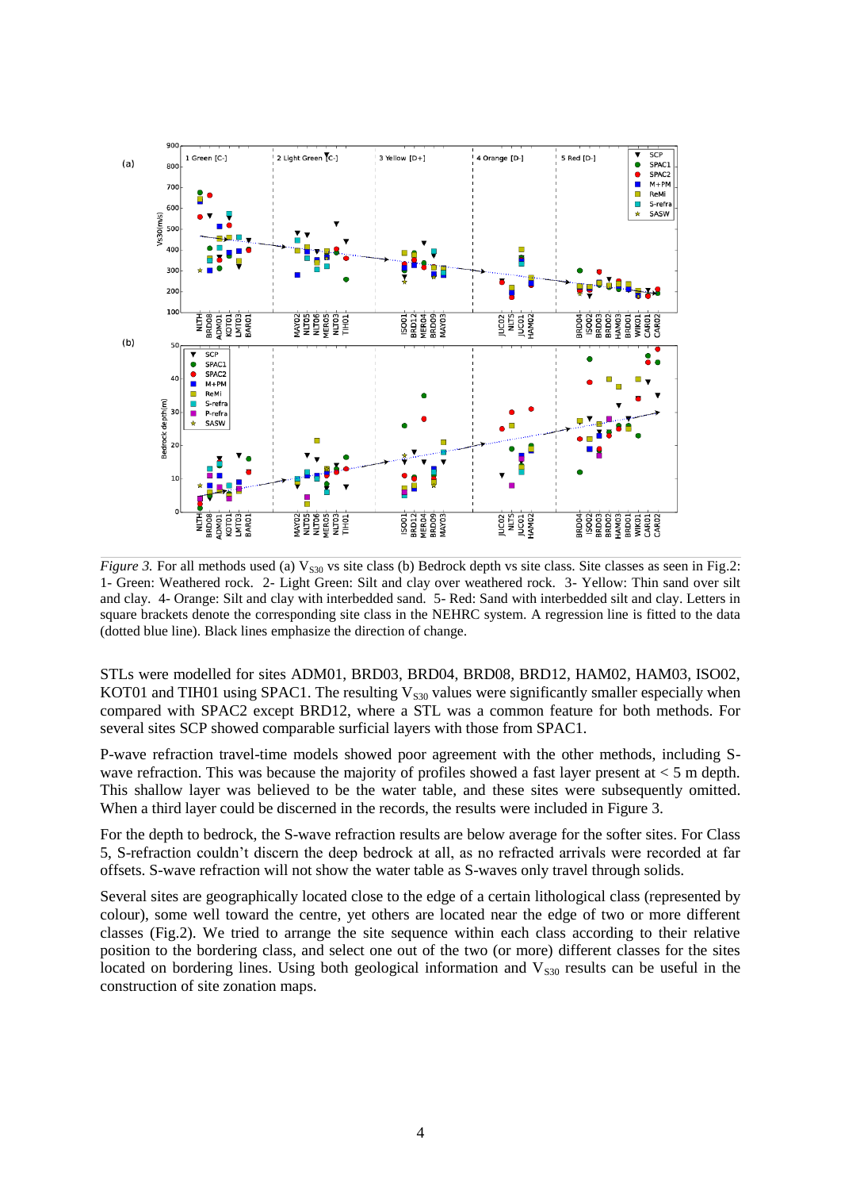*Figure 3.* For all methods used (a) $V_{S30}$ vs site class (b) Bedrock depth vs site class. Site classes as seen in Fig.2: 1- Green: Weathered rock. 2- Light Green: Silt and clay over weathered rock. 3- Yellow: Thin sand over silt and clay. 4- Orange: Silt and clay with interbedded sand. 5- Red: Sand with interbedded silt and clay. Letters in square brackets denote the corresponding site class in the NEHRC system. A regression line is fitted to the data (dotted blue line). Black lines emphasize the direction of change.

STLs were modelled for sites ADM01, BRD03, BRD04, BRD08, BRD12, HAM02, HAM03, ISO02, KOT01 and TIH01 using SPAC1. The resulting $V_{S30}$ values were significantly smaller especially when compared with SPAC2 except BRD12, where a STL was a common feature for both methods. For several sites SCP showed comparable surficial layers with those from SPAC1.

P-wave refraction travel-time models showed poor agreement with the other methods, including S-wave refraction. This was because the majority of profiles showed a fast layer present at < 5 m depth. This shallow layer was believed to be the water table, and these sites were subsequently omitted. When a third layer could be discerned in the records, the results were included in Figure 3.

For the depth to bedrock, the S-wave refraction results are below average for the softer sites. For Class 5, S-refraction couldn't discern the deep bedrock at all, as no refracted arrivals were recorded at far offsets. S-wave refraction will not show the water table as S-waves only travel through solids.

Several sites are geographically located close to the edge of a certain lithological class (represented by colour), some well toward the centre, yet others are located near the edge of two or more different classes (Fig.2). We tried to arrange the site sequence within each class according to their relative position to the bordering class, and select one out of the two (or more) different classes for the sites located on bordering lines. Using both geological information and $V_{S30}$ results can be useful in the construction of site zonation maps.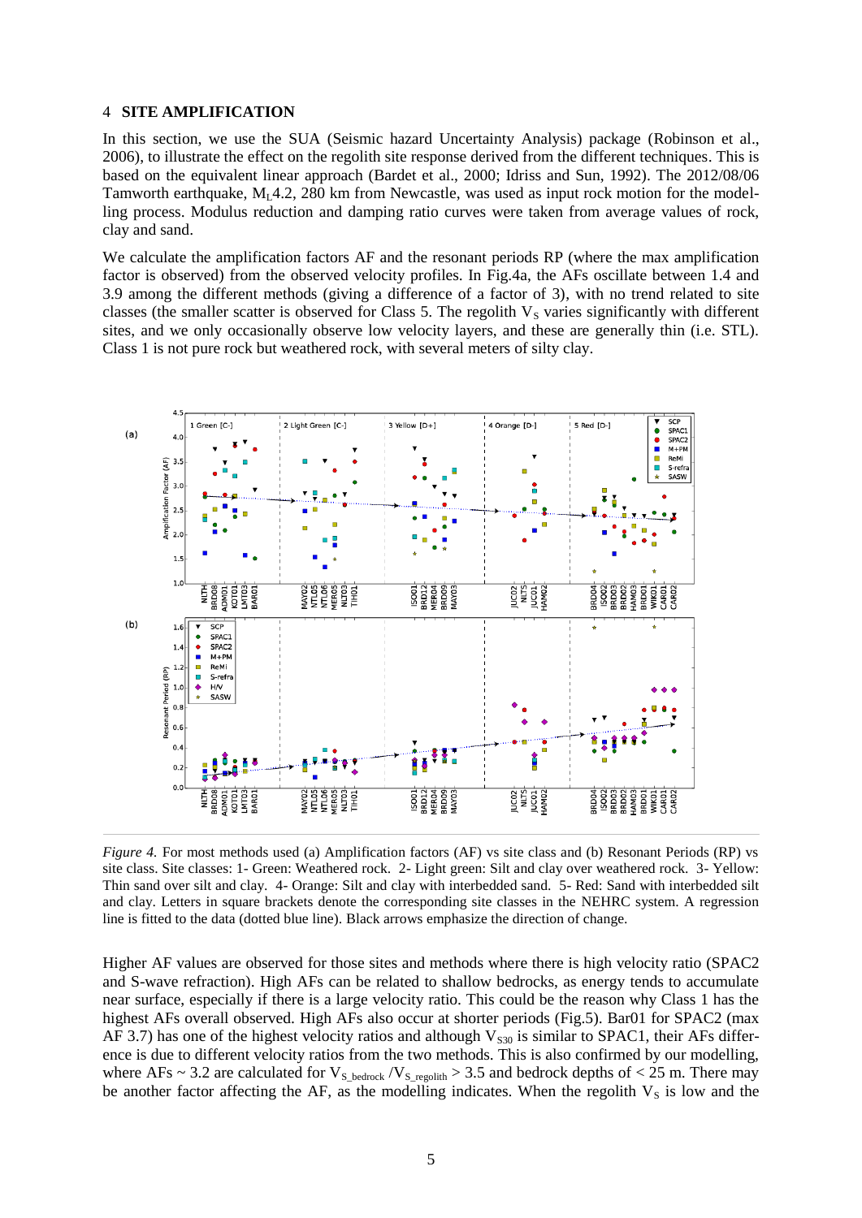## 4 SITE AMPLIFICATION

In this section, we use the SUA (Seismic hazard Uncertainty Analysis) package (Robinson et al., 2006), to illustrate the effect on the regolith site response derived from the different techniques. This is based on the equivalent linear approach (Bardet et al., 2000; Idriss and Sun, 1992). The 2012/08/06 Tamworth earthquake, $M_L$4.2, 280 km from Newcastle, was used as input rock motion for the modelling process. Modulus reduction and damping ratio curves were taken from average values of rock, clay and sand.

We calculate the amplification factors AF and the resonant periods RP (where the max amplification factor is observed) from the observed velocity profiles. In Fig.4a, the AFs oscillate between 1.4 and 3.9 among the different methods (giving a difference of a factor of 3), with no trend related to site classes (the smaller scatter is observed for Class 5. The regolith $V_S$ varies significantly with different sites, and we only occasionally observe low velocity layers, and these are generally thin (i.e. STL). Class 1 is not pure rock but weathered rock, with several meters of silty clay.

*Figure 4.* For most methods used (a) Amplification factors (AF) vs site class and (b) Resonant Periods (RP) vs site class. Site classes: 1- Green: Weathered rock. 2- Light green: Silt and clay over weathered rock. 3- Yellow: Thin sand over silt and clay. 4- Orange: Silt and clay with interbedded sand. 5- Red: Sand with interbedded silt and clay. Letters in square brackets denote the corresponding site classes in the NEHRC system. A regression line is fitted to the data (dotted blue line). Black arrows emphasize the direction of change.

Higher AF values are observed for those sites and methods where there is high velocity ratio (SPAC2 and S-wave refraction). High AFs can be related to shallow bedrocks, as energy tends to accumulate near surface, especially if there is a large velocity ratio. This could be the reason why Class 1 has the highest AFs overall observed. High AFs also occur at shorter periods (Fig.5). Bar01 for SPAC2 (max AF 3.7) has one of the highest velocity ratios and although $V_{S30}$ is similar to SPAC1, their AFs difference is due to different velocity ratios from the two methods. This is also confirmed by our modelling, where AFs ~ 3.2 are calculated for $V_{S\_bedrock}/V_{S\_regolith} > 3.5$ and bedrock depths of < 25 m. There may be another factor affecting the AF, as the modelling indicates. When the regolith $V_S$ is low and the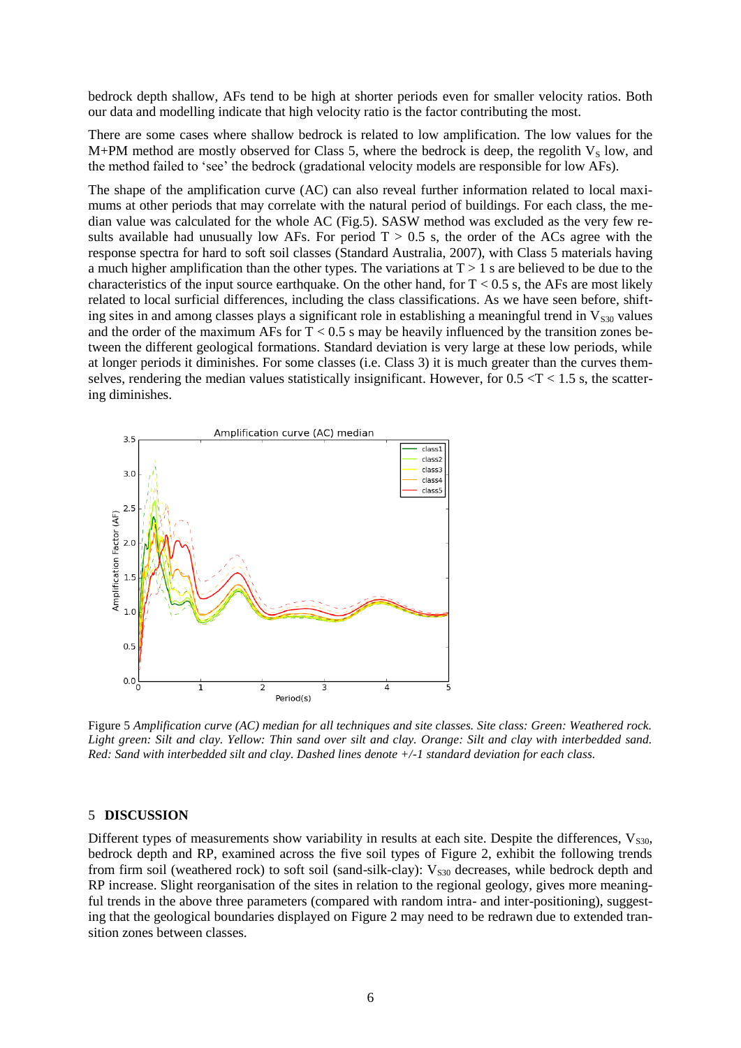bedrock depth shallow, AFs tend to be high at shorter periods even for smaller velocity ratios. Both our data and modelling indicate that high velocity ratio is the factor contributing the most.

There are some cases where shallow bedrock is related to low amplification. The low values for the M+PM method are mostly observed for Class 5, where the bedrock is deep, the regolith $V_S$ low, and the method failed to 'see' the bedrock (gradational velocity models are responsible for low AFs).

The shape of the amplification curve (AC) can also reveal further information related to local maximums at other periods that may correlate with the natural period of buildings. For each class, the median value was calculated for the whole AC (Fig.5). SASW method was excluded as the very few results available had unusually low AFs. For period $T > 0.5$ s, the order of the ACs agree with the response spectra for hard to soft soil classes (Standard Australia, 2007), with Class 5 materials having a much higher amplification than the other types. The variations at $T > 1$ s are believed to be due to the characteristics of the input source earthquake. On the other hand, for $T < 0.5$ s, the AFs are most likely related to local surficial differences, including the class classifications. As we have seen before, shifting sites in and among classes plays a significant role in establishing a meaningful trend in $V_{S30}$ values and the order of the maximum AFs for $T < 0.5$ s may be heavily influenced by the transition zones between the different geological formations. Standard deviation is very large at these low periods, while at longer periods it diminishes. For some classes (i.e. Class 3) it is much greater than the curves themselves, rendering the median values statistically insignificant. However, for $0.5 < T < 1.5$ s, the scattering diminishes.

Figure 5 *Amplification curve (AC) median for all techniques and site classes. Site class: Green: Weathered rock. Light green: Silt and clay. Yellow: Thin sand over silt and clay. Orange: Silt and clay with interbedded sand. Red: Sand with interbedded silt and clay. Dashed lines denote +/-1 standard deviation for each class.*

## 5 DISCUSSION

Different types of measurements show variability in results at each site. Despite the differences, $V_{S30}$, bedrock depth and RP, examined across the five soil types of Figure 2, exhibit the following trends from firm soil (weathered rock) to soft soil (sand-silk-clay): $V_{S30}$ decreases, while bedrock depth and RP increase. Slight reorganisation of the sites in relation to the regional geology, gives more meaningful trends in the above three parameters (compared with random intra- and inter-positioning), suggesting that the geological boundaries displayed on Figure 2 may need to be redrawn due to extended transition zones between classes.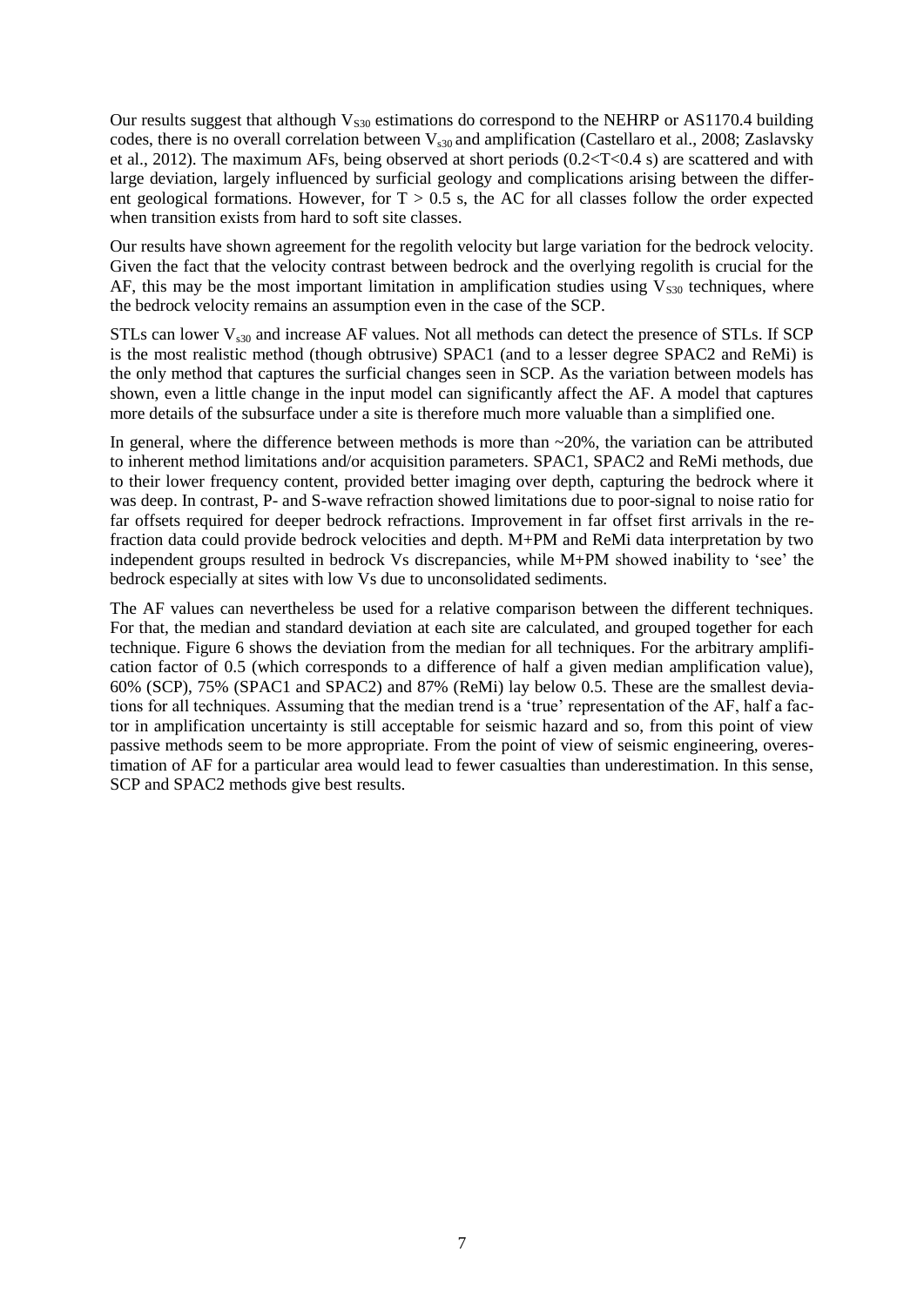Our results suggest that although $V_{S30}$ estimations do correspond to the NEHRP or AS1170.4 building codes, there is no overall correlation between $V_{s30}$ and amplification (Castellaro et al., 2008; Zaslavsky et al., 2012). The maximum AFs, being observed at short periods ($0.2<T<0.4$ s) are scattered and with large deviation, largely influenced by surficial geology and complications arising between the different geological formations. However, for $T > 0.5$ s, the AC for all classes follow the order expected when transition exists from hard to soft site classes.

Our results have shown agreement for the regolith velocity but large variation for the bedrock velocity. Given the fact that the velocity contrast between bedrock and the overlying regolith is crucial for the AF, this may be the most important limitation in amplification studies using $V_{S30}$ techniques, where the bedrock velocity remains an assumption even in the case of the SCP.

STLs can lower $V_{s30}$ and increase AF values. Not all methods can detect the presence of STLs. If SCP is the most realistic method (though obtrusive) SPAC1 (and to a lesser degree SPAC2 and ReMi) is the only method that captures the surficial changes seen in SCP. As the variation between models has shown, even a little change in the input model can significantly affect the AF. A model that captures more details of the subsurface under a site is therefore much more valuable than a simplified one.

In general, where the difference between methods is more than ~20%, the variation can be attributed to inherent method limitations and/or acquisition parameters. SPAC1, SPAC2 and ReMi methods, due to their lower frequency content, provided better imaging over depth, capturing the bedrock where it was deep. In contrast, P- and S-wave refraction showed limitations due to poor-signal to noise ratio for far offsets required for deeper bedrock refractions. Improvement in far offset first arrivals in the refraction data could provide bedrock velocities and depth. M+PM and ReMi data interpretation by two independent groups resulted in bedrock Vs discrepancies, while M+PM showed inability to 'see' the bedrock especially at sites with low Vs due to unconsolidated sediments.

The AF values can nevertheless be used for a relative comparison between the different techniques. For that, the median and standard deviation at each site are calculated, and grouped together for each technique. Figure 6 shows the deviation from the median for all techniques. For the arbitrary amplification factor of 0.5 (which corresponds to a difference of half a given median amplification value), 60% (SCP), 75% (SPAC1 and SPAC2) and 87% (ReMi) lay below 0.5. These are the smallest deviations for all techniques. Assuming that the median trend is a 'true' representation of the AF, half a factor in amplification uncertainty is still acceptable for seismic hazard and so, from this point of view passive methods seem to be more appropriate. From the point of view of seismic engineering, overestimation of AF for a particular area would lead to fewer casualties than underestimation. In this sense, SCP and SPAC2 methods give best results.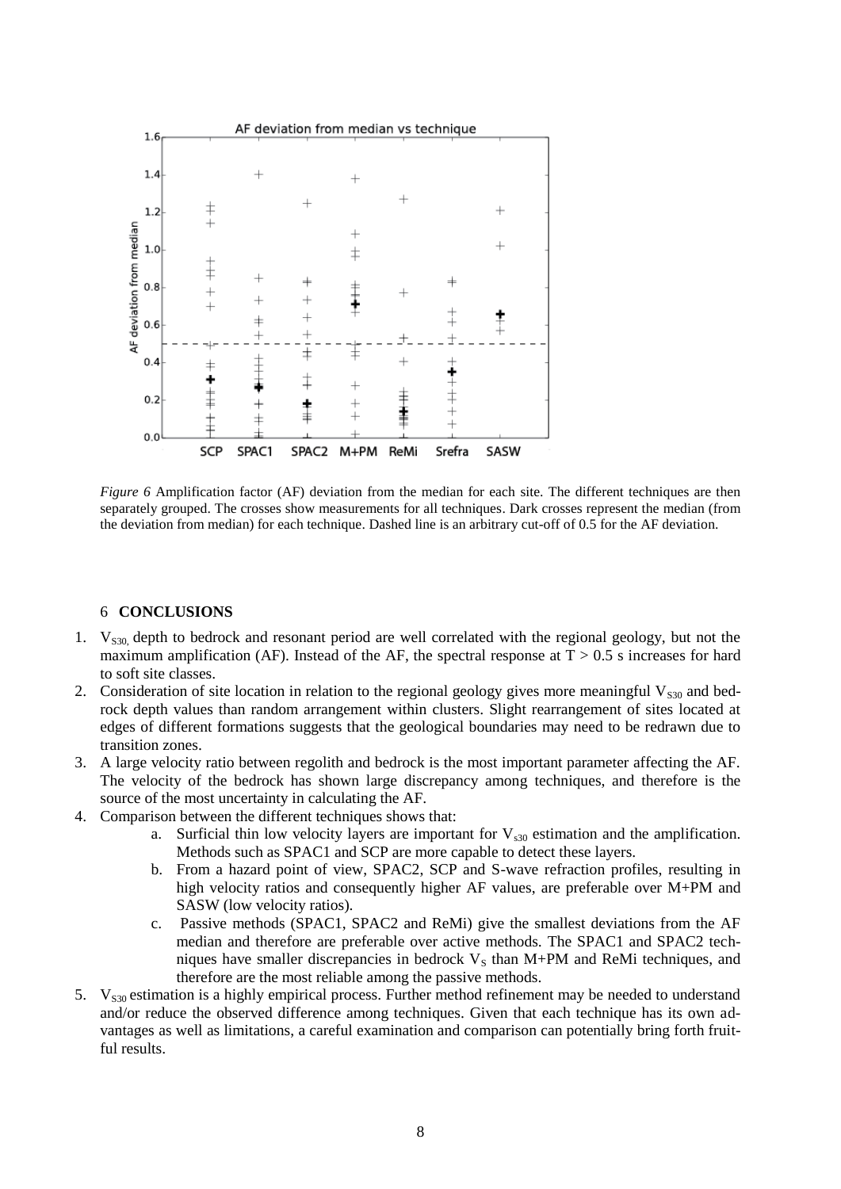*Figure 6* Amplification factor (AF) deviation from the median for each site. The different techniques are then separately grouped. The crosses show measurements for all techniques. Dark crosses represent the median (from the deviation from median) for each technique. Dashed line is an arbitrary cut-off of 0.5 for the AF deviation.

## 6 CONCLUSIONS

1. $V_{S30}$, depth to bedrock and resonant period are well correlated with the regional geology, but not the maximum amplification (AF). Instead of the AF, the spectral response at $T > 0.5$ s increases for hard to soft site classes.
2. Consideration of site location in relation to the regional geology gives more meaningful $V_{S30}$ and bedrock depth values than random arrangement within clusters. Slight rearrangement of sites located at edges of different formations suggests that the geological boundaries may need to be redrawn due to transition zones.
3. A large velocity ratio between regolith and bedrock is the most important parameter affecting the AF. The velocity of the bedrock has shown large discrepancy among techniques, and therefore is the source of the most uncertainty in calculating the AF.
4. Comparison between the different techniques shows that:
    a. Surficial thin low velocity layers are important for $V_{s30}$ estimation and the amplification. Methods such as SPAC1 and SCP are more capable to detect these layers.
    b. From a hazard point of view, SPAC2, SCP and S-wave refraction profiles, resulting in high velocity ratios and consequently higher AF values, are preferable over M+PM and SASW (low velocity ratios).
    c. Passive methods (SPAC1, SPAC2 and ReMi) give the smallest deviations from the AF median and therefore are preferable over active methods. The SPAC1 and SPAC2 techniques have smaller discrepancies in bedrock $V_S$ than M+PM and ReMi techniques, and therefore are the most reliable among the passive methods.
5. $V_{S30}$ estimation is a highly empirical process. Further method refinement may be needed to understand and/or reduce the observed difference among techniques. Given that each technique has its own advantages as well as limitations, a careful examination and comparison can potentially bring forth fruitful results.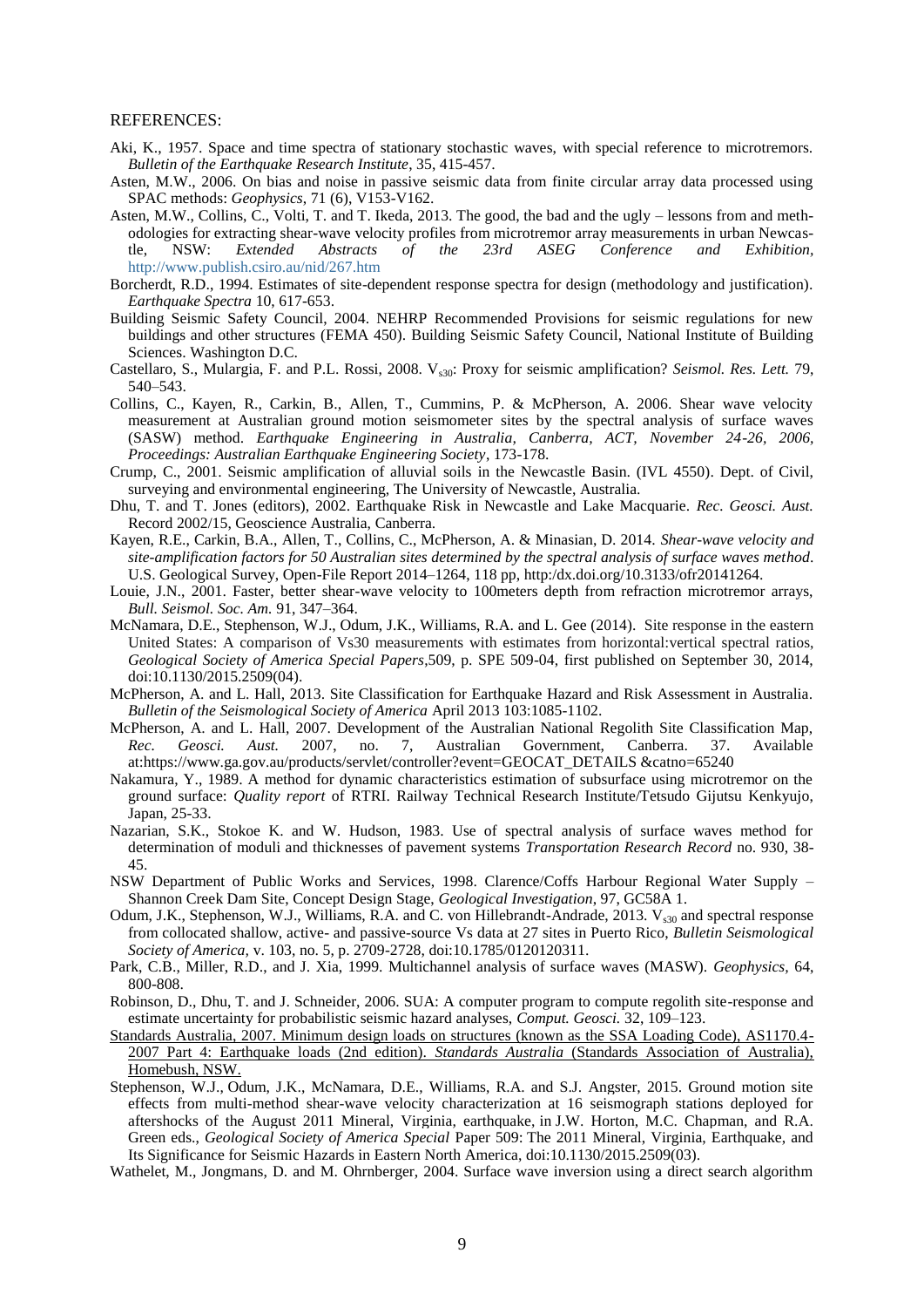REFERENCES:

Aki, K., 1957. Space and time spectra of stationary stochastic waves, with special reference to microtremors. *Bulletin of the Earthquake Research Institute*, 35, 415-457.

Asten, M.W., 2006. On bias and noise in passive seismic data from finite circular array data processed using SPAC methods: *Geophysics*, 71 (6), V153-V162.

Asten, M.W., Collins, C., Volti, T. and T. Ikeda, 2013. The good, the bad and the ugly – lessons from and methodologies for extracting shear-wave velocity profiles from microtremor array measurements in urban Newcastle, NSW: *Extended Abstracts of the 23rd ASEG Conference and Exhibition*, http://www.publish.csiro.au/nid/267.htm

Borcherdt, R.D., 1994. Estimates of site-dependent response spectra for design (methodology and justification). *Earthquake Spectra* 10, 617-653.

Building Seismic Safety Council, 2004. NEHRP Recommended Provisions for seismic regulations for new buildings and other structures (FEMA 450). Building Seismic Safety Council, National Institute of Building Sciences. Washington D.C.

Castellaro, S., Mulargia, F. and P.L. Rossi, 2008. $V_{s30}$: Proxy for seismic amplification? *Seismol. Res. Lett.* 79, 540–543.

Collins, C., Kayen, R., Carkin, B., Allen, T., Cummins, P. & McPherson, A. 2006. Shear wave velocity measurement at Australian ground motion seismometer sites by the spectral analysis of surface waves (SASW) method. *Earthquake Engineering in Australia, Canberra, ACT, November 24-26, 2006, Proceedings: Australian Earthquake Engineering Society*, 173-178.

Crump, C., 2001. Seismic amplification of alluvial soils in the Newcastle Basin. (IVL 4550). Dept. of Civil, surveying and environmental engineering, The University of Newcastle, Australia.

Dhu, T. and T. Jones (editors), 2002. Earthquake Risk in Newcastle and Lake Macquarie. *Rec. Geosci. Aust.* Record 2002/15, Geoscience Australia, Canberra.

Kayen, R.E., Carkin, B.A., Allen, T., Collins, C., McPherson, A. & Minasian, D. 2014. *Shear-wave velocity and site-amplification factors for 50 Australian sites determined by the spectral analysis of surface waves method*. U.S. Geological Survey, Open-File Report 2014–1264, 118 pp, http:/dx.doi.org/10.3133/ofr20141264.

Louie, J.N., 2001. Faster, better shear-wave velocity to 100meters depth from refraction microtremor arrays, *Bull. Seismol. Soc. Am.* 91, 347–364.

McNamara, D.E., Stephenson, W.J., Odum, J.K., Williams, R.A. and L. Gee (2014). Site response in the eastern United States: A comparison of Vs30 measurements with estimates from horizontal:vertical spectral ratios, *Geological Society of America Special Papers*,509, p. SPE 509-04, first published on September 30, 2014, doi:10.1130/2015.2509(04).

McPherson, A. and L. Hall, 2013. Site Classification for Earthquake Hazard and Risk Assessment in Australia. *Bulletin of the Seismological Society of America* April 2013 103:1085-1102.

McPherson, A. and L. Hall, 2007. Development of the Australian National Regolith Site Classification Map, *Rec. Geosci. Aust.* 2007, no. 7, Australian Government, Canberra. 37. Available at:https://www.ga.gov.au/products/servlet/controller?event=GEOCAT_DETAILS &catno=65240

Nakamura, Y., 1989. A method for dynamic characteristics estimation of subsurface using microtremor on the ground surface: *Quality report* of RTRI. Railway Technical Research Institute/Tetsudo Gijutsu Kenkyujo, Japan, 25-33.

Nazarian, S.K., Stokoe K. and W. Hudson, 1983. Use of spectral analysis of surface waves method for determination of moduli and thicknesses of pavement systems *Transportation Research Record* no. 930, 38-45.

NSW Department of Public Works and Services, 1998. Clarence/Coffs Harbour Regional Water Supply – Shannon Creek Dam Site, Concept Design Stage, *Geological Investigation*, 97, GC58A 1.

Odum, J.K., Stephenson, W.J., Williams, R.A. and C. von Hillebrandt-Andrade, 2013. $V_{s30}$ and spectral response from collocated shallow, active- and passive-source Vs data at 27 sites in Puerto Rico, *Bulletin Seismological Society of America,* v. 103, no. 5, p. 2709-2728, doi:10.1785/0120120311.

Park, C.B., Miller, R.D., and J. Xia, 1999. Multichannel analysis of surface waves (MASW). *Geophysics,* 64, 800-808.

Robinson, D., Dhu, T. and J. Schneider, 2006. SUA: A computer program to compute regolith site-response and estimate uncertainty for probabilistic seismic hazard analyses, *Comput. Geosci.* 32, 109–123.

Standards Australia, 2007. Minimum design loads on structures (known as the SSA Loading Code), AS1170.4-2007 Part 4: Earthquake loads (2nd edition). *Standards Australia* (Standards Association of Australia), Homebush, NSW.

Stephenson, W.J., Odum, J.K., McNamara, D.E., Williams, R.A. and S.J. Angster, 2015. Ground motion site effects from multi-method shear-wave velocity characterization at 16 seismograph stations deployed for aftershocks of the August 2011 Mineral, Virginia, earthquake, in J.W. Horton, M.C. Chapman, and R.A. Green eds., *Geological Society of America Special* Paper 509: The 2011 Mineral, Virginia, Earthquake, and Its Significance for Seismic Hazards in Eastern North America, doi:10.1130/2015.2509(03).

Wathelet, M., Jongmans, D. and M. Ohrnberger, 2004. Surface wave inversion using a direct search algorithm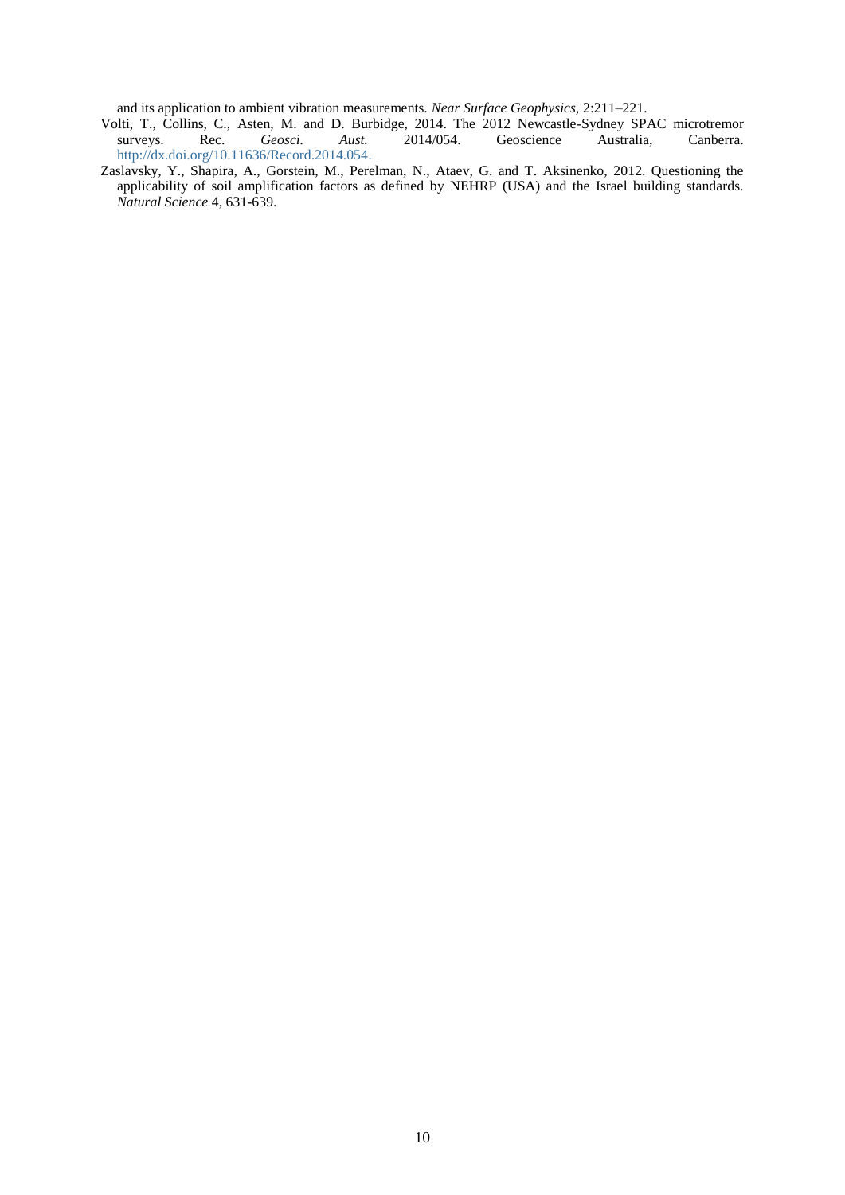and its application to ambient vibration measurements. *Near Surface Geophysics*, 2:211–221.

Volti, T., Collins, C., Asten, M. and D. Burbidge, 2014. The 2012 Newcastle-Sydney SPAC microtremor surveys. Rec. *Geosci. Aust.* 2014/054. Geoscience Australia, Canberra. http://dx.doi.org/10.11636/Record.2014.054.

Zaslavsky, Y., Shapira, A., Gorstein, M., Perelman, N., Ataev, G. and T. Aksinenko, 2012. Questioning the applicability of soil amplification factors as defined by NEHRP (USA) and the Israel building standards. *Natural Science* 4, 631-639.